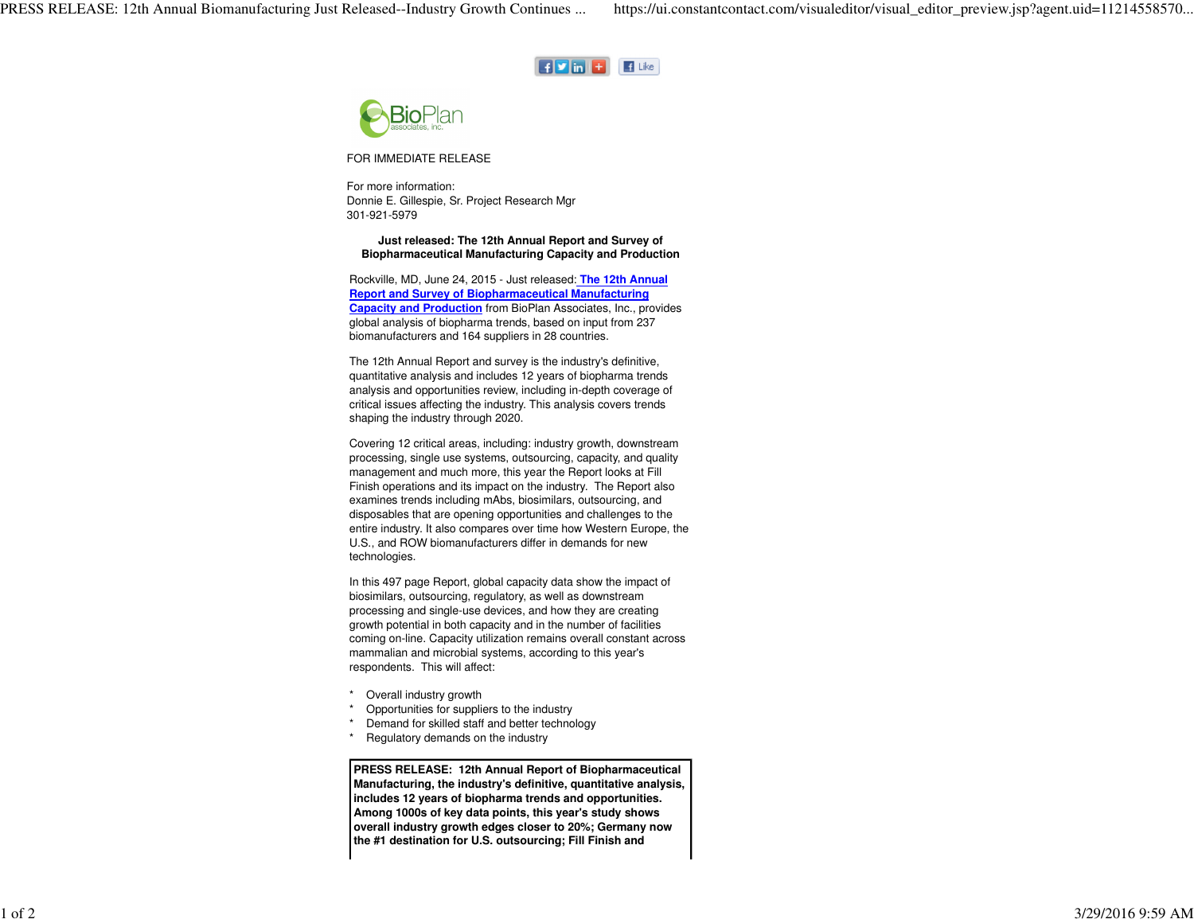FOR IMMEDIATE RELEASE

For more information:
Donnie E. Gillespie, Sr. Project Research Mgr
301-921-5979

**Just released: The 12th Annual Report and Survey of Biopharmaceutical Manufacturing Capacity and Production**

Rockville, MD, June 24, 2015 - Just released: **The 12th Annual Report and Survey of Biopharmaceutical Manufacturing Capacity and Production** from BioPlan Associates, Inc., provides global analysis of biopharma trends, based on input from 237 biomanufacturers and 164 suppliers in 28 countries.

The 12th Annual Report and survey is the industry's definitive, quantitative analysis and includes 12 years of biopharma trends analysis and opportunities review, including in-depth coverage of critical issues affecting the industry. This analysis covers trends shaping the industry through 2020.

Covering 12 critical areas, including: industry growth, downstream processing, single use systems, outsourcing, capacity, and quality management and much more, this year the Report looks at Fill Finish operations and its impact on the industry. The Report also examines trends including mAbs, biosimilars, outsourcing, and disposables that are opening opportunities and challenges to the entire industry. It also compares over time how Western Europe, the U.S., and ROW biomanufacturers differ in demands for new technologies.

In this 497 page Report, global capacity data show the impact of biosimilars, outsourcing, regulatory, as well as downstream processing and single-use devices, and how they are creating growth potential in both capacity and in the number of facilities coming on-line. Capacity utilization remains overall constant across mammalian and microbial systems, according to this year's respondents. This will affect:

* Overall industry growth
* Opportunities for suppliers to the industry
* Demand for skilled staff and better technology
* Regulatory demands on the industry

**PRESS RELEASE: 12th Annual Report of Biopharmaceutical Manufacturing, the industry's definitive, quantitative analysis, includes 12 years of biopharma trends and opportunities. Among 1000s of key data points, this year's study shows overall industry growth edges closer to 20%; Germany now the #1 destination for U.S. outsourcing; Fill Finish and**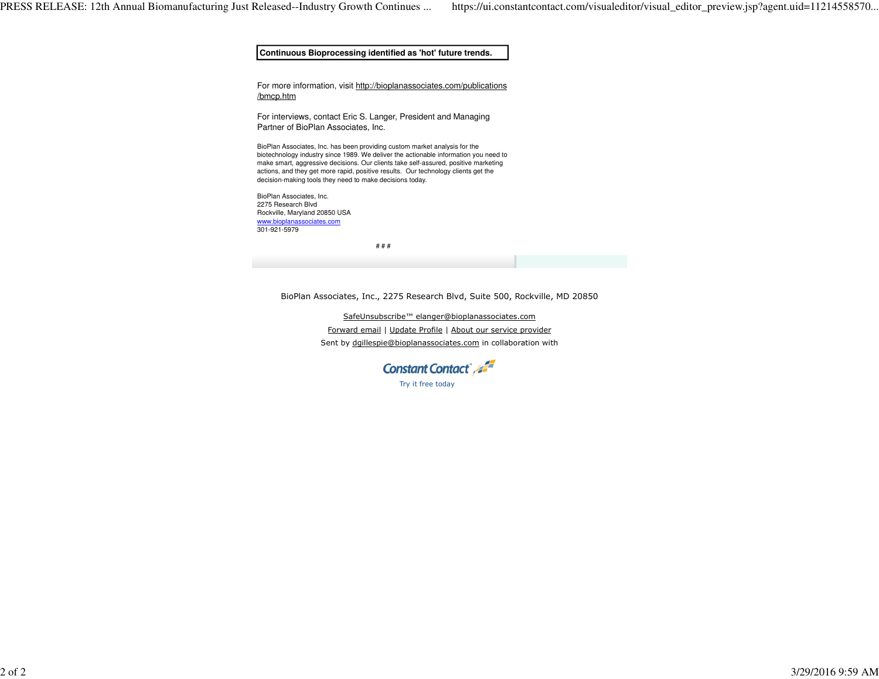**Continuous Bioprocessing identified as 'hot' future trends.**

For more information, visit http://bioplanassociates.com/publications/bmcp.htm

For interviews, contact Eric S. Langer, President and Managing Partner of BioPlan Associates, Inc.

BioPlan Associates, Inc. has been providing custom market analysis for the biotechnology industry since 1989. We deliver the actionable information you need to make smart, aggressive decisions. Our clients take self-assured, positive marketing actions, and they get more rapid, positive results. Our technology clients get the decision-making tools they need to make decisions today.

BioPlan Associates, Inc.
2275 Research Blvd
Rockville, Maryland 20850 USA
www.bioplanassociates.com
301-921-5979

###

BioPlan Associates, Inc., 2275 Research Blvd, Suite 500, Rockville, MD 20850

SafeUnsubscribe™ elanger@bioplanassociates.com

Forward email | Update Profile | About our service provider

Sent by dgillespie@bioplanassociates.com in collaboration with

Constant Contact

Try it free today